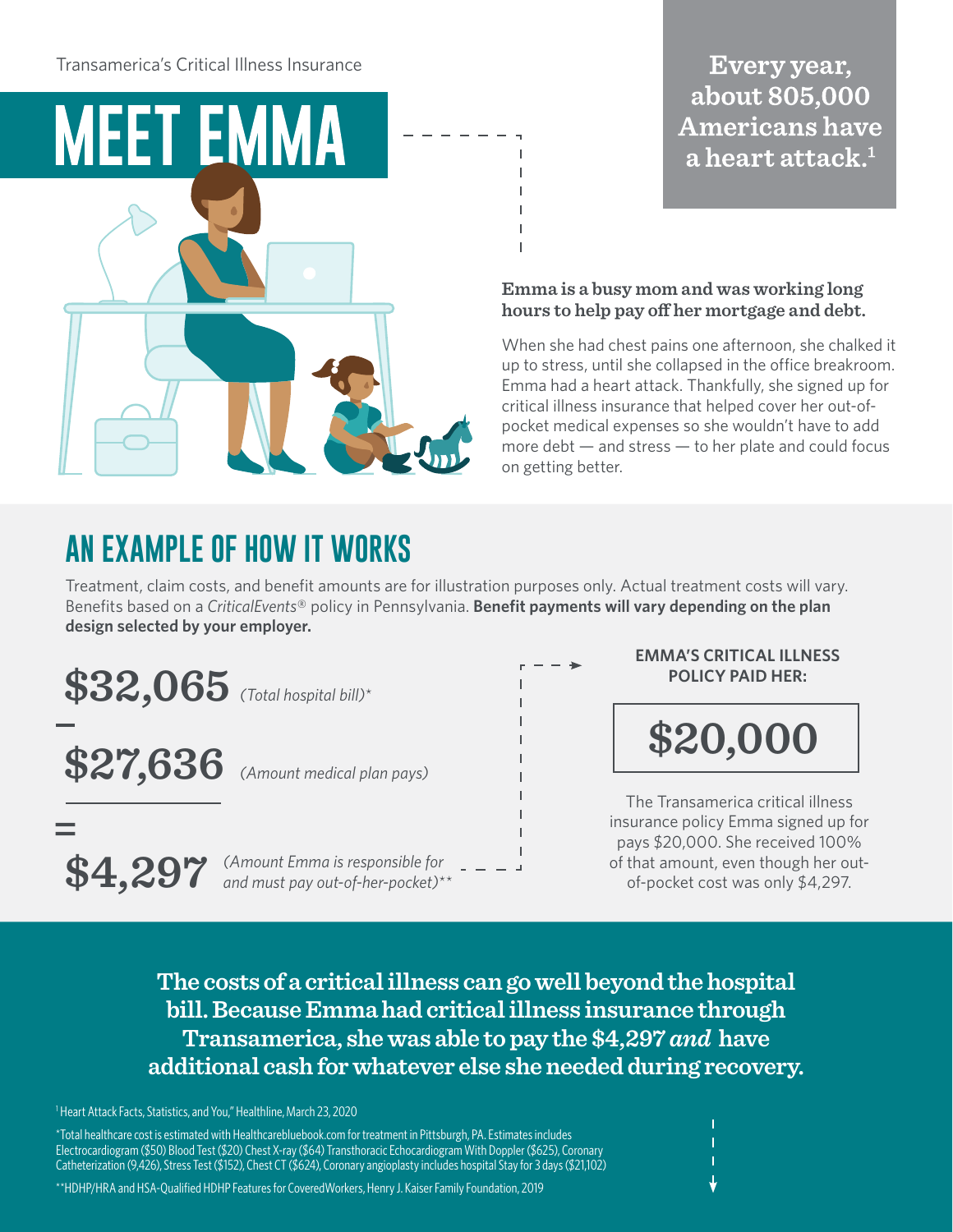Transamerica's Critical Illness Insurance

# MEET EMMA

**Every year, about 805,000 Americans have a heart attack.[1]**

**Emma is a busy mom and was working long hours to help pay off her mortgage and debt.**

When she had chest pains one afternoon, she chalked it up to stress, until she collapsed in the office breakroom. Emma had a heart attack. Thankfully, she signed up for critical illness insurance that helped cover her out-of-pocket medical expenses so she wouldn't have to add more debt — and stress — to her plate and could focus on getting better.

## AN EXAMPLE OF HOW IT WORKS

Treatment, claim costs, and benefit amounts are for illustration purposes only. Actual treatment costs will vary. Benefits based on a *CriticalEvents®* policy in Pennsylvania. **Benefit payments will vary depending on the plan design selected by your employer.**

**$32,065** *(Total hospital bill)**

–

**$27,636** *(Amount medical plan pays)*

=

**$4,297** *(Amount Emma is responsible for and must pay out-of-her-pocket)***

**EMMA'S CRITICAL ILLNESS POLICY PAID HER:**

**$20,000**

The Transamerica critical illness insurance policy Emma signed up for pays $20,000. She received 100% of that amount, even though her out-of-pocket cost was only $4,297.

**The costs of a critical illness can go well beyond the hospital bill. Because Emma had critical illness insurance through Transamerica, she was able to pay the $4,297 *and* have additional cash for whatever else she needed during recovery.**

[1] Heart Attack Facts, Statistics, and You," Healthline, March 23, 2020

*Total healthcare cost is estimated with Healthcarebluebook.com for treatment in Pittsburgh, PA. Estimates includes Electrocardiogram ($50) Blood Test ($20) Chest X-ray ($64) Transthoracic Echocardiogram With Doppler ($625), Coronary Catheterization (9,426), Stress Test ($152), Chest CT ($624), Coronary angioplasty includes hospital Stay for 3 days ($21,102)

**HDHP/HRA and HSA-Qualified HDHP Features for CoveredWorkers, Henry J. Kaiser Family Foundation, 2019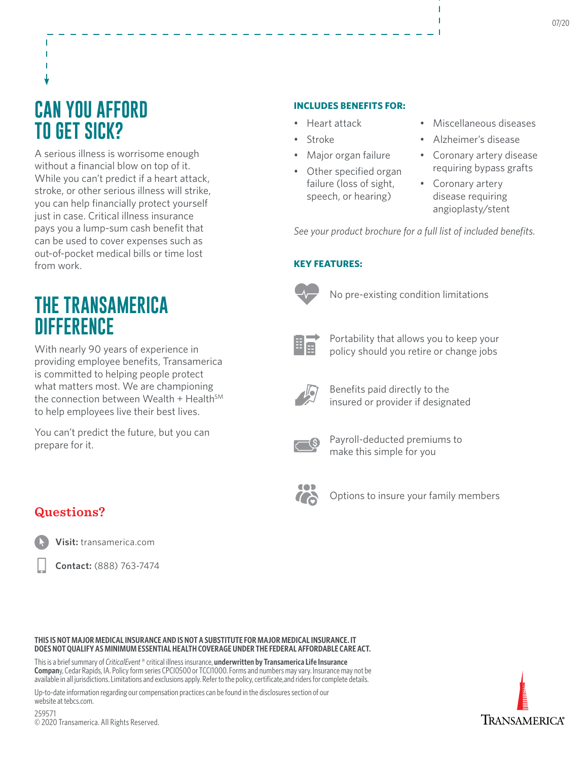## CAN YOU AFFORD TO GET SICK?

A serious illness is worrisome enough without a financial blow on top of it. While you can't predict if a heart attack, stroke, or other serious illness will strike, you can help financially protect yourself just in case. Critical illness insurance pays you a lump-sum cash benefit that can be used to cover expenses such as out-of-pocket medical bills or time lost from work.

## THE TRANSAMERICA DIFFERENCE

With nearly 90 years of experience in providing employee benefits, Transamerica is committed to helping people protect what matters most. We are championing the connection between Wealth + Health℠ to help employees live their best lives.

You can't predict the future, but you can prepare for it.

### INCLUDES BENEFITS FOR:

- Heart attack
- Stroke
- Major organ failure
- Other specified organ failure (loss of sight, speech, or hearing)
- Miscellaneous diseases
- Alzheimer's disease
- Coronary artery disease requiring bypass grafts
- Coronary artery disease requiring angioplasty/stent

*See your product brochure for a full list of included benefits.*

### KEY FEATURES:

- No pre-existing condition limitations
- Portability that allows you to keep your policy should you retire or change jobs
- Benefits paid directly to the insured or provider if designated
- Payroll-deducted premiums to make this simple for you
- Options to insure your family members

## Questions?

**Visit:** transamerica.com

**Contact:** (888) 763-7474

**THIS IS NOT MAJOR MEDICAL INSURANCE AND IS NOT A SUBSTITUTE FOR MAJOR MEDICAL INSURANCE. IT DOES NOT QUALIFY AS MINIMUM ESSENTIAL HEALTH COVERAGE UNDER THE FEDERAL AFFORDABLE CARE ACT.**

This is a brief summary of *CriticalEvent®* critical illness insurance, **underwritten by Transamerica Life Insurance Company**, Cedar Rapids, IA. Policy form series CPCI0500 or TCCI1000. Forms and numbers may vary. Insurance may not be available in all jurisdictions. Limitations and exclusions apply. Refer to the policy, certificate,and riders for complete details.

Up-to-date information regarding our compensation practices can be found in the disclosures section of our website at tebcs.com.

259571
© 2020 Transamerica. All Rights Reserved.

07/20